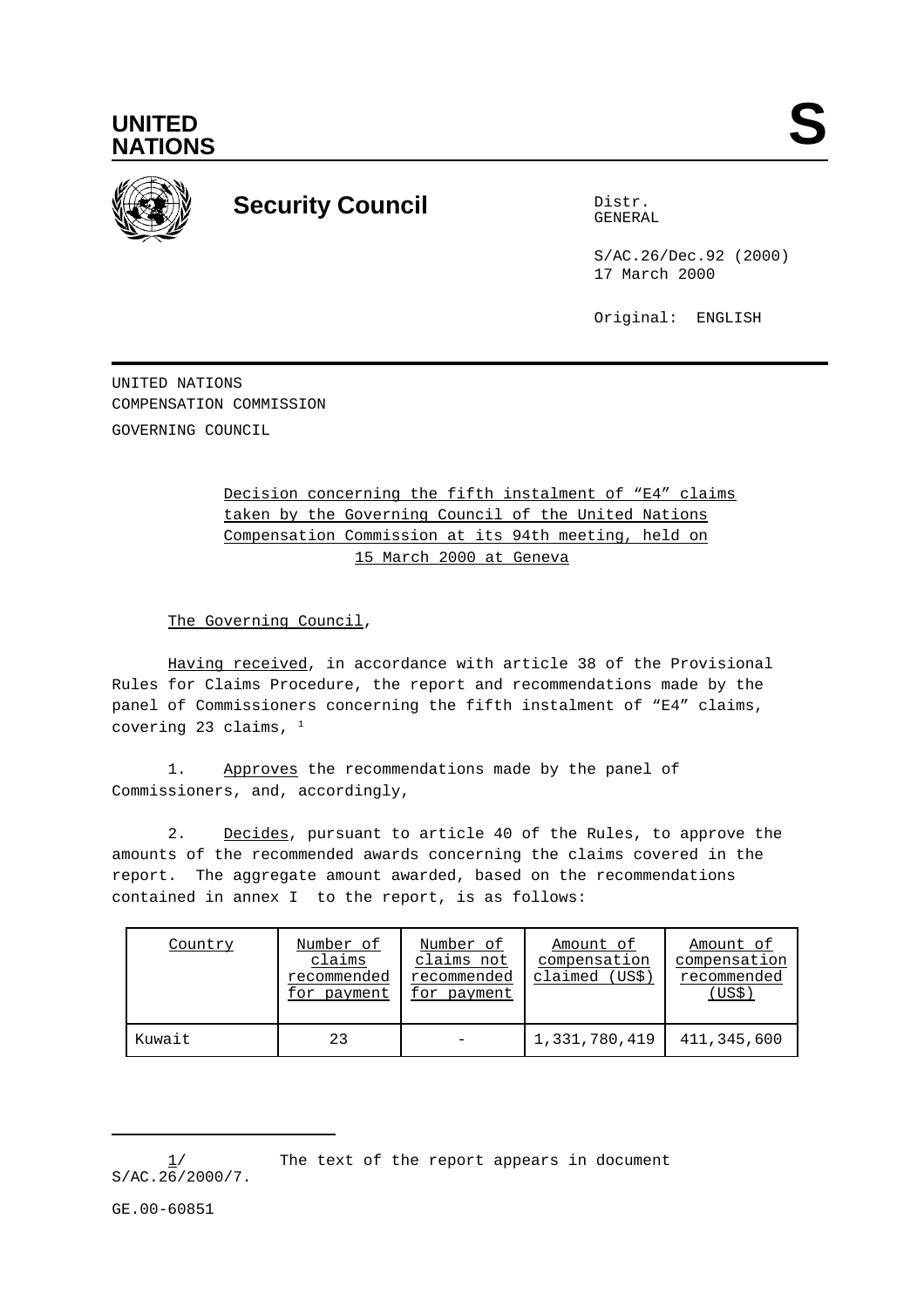**UNITED NATIONS** **S**

# Security Council

Distr.
GENERAL

S/AC.26/Dec.92 (2000)
17 March 2000

Original: ENGLISH

UNITED NATIONS
COMPENSATION COMMISSION
GOVERNING COUNCIL

Decision concerning the fifth instalment of "E4" claims taken by the Governing Council of the United Nations Compensation Commission at its 94th meeting, held on 15 March 2000 at Geneva

The Governing Council,

Having received, in accordance with article 38 of the Provisional Rules for Claims Procedure, the report and recommendations made by the panel of Commissioners concerning the fifth instalment of "E4" claims, covering 23 claims, [1]

1. Approves the recommendations made by the panel of Commissioners, and, accordingly,

2. Decides, pursuant to article 40 of the Rules, to approve the amounts of the recommended awards concerning the claims covered in the report. The aggregate amount awarded, based on the recommendations contained in annex I to the report, is as follows:

| Country | Number of claims recommended for payment | Number of claims not recommended for payment | Amount of compensation claimed (US$) | Amount of compensation recommended (US$) |
|---|---|---|---|---|
| Kuwait | 23 | - | 1,331,780,419 | 411,345,600 |

---

1/ The text of the report appears in document S/AC.26/2000/7.

GE.00-60851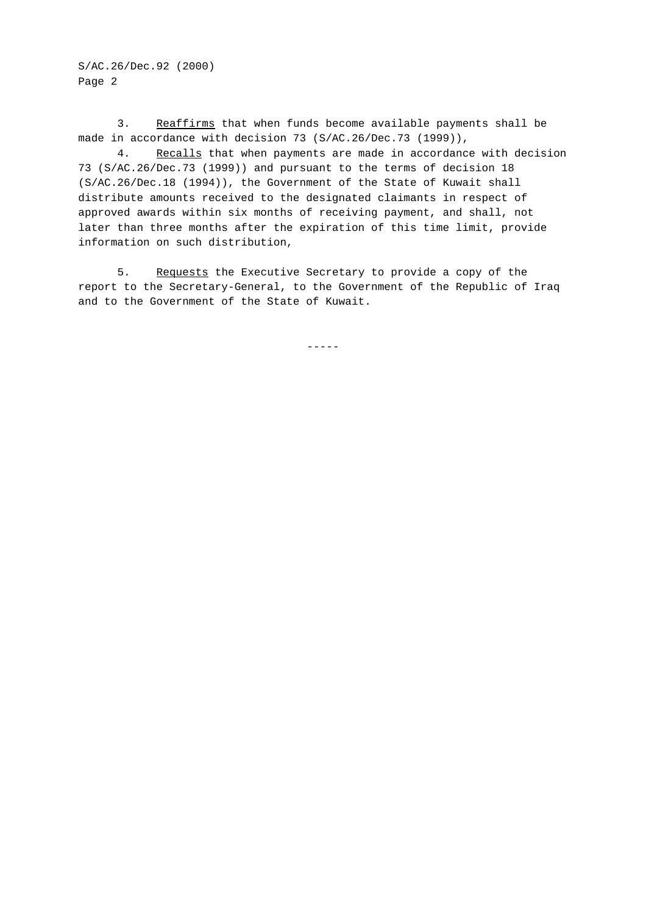3. Reaffirms that when funds become available payments shall be made in accordance with decision 73 (S/AC.26/Dec.73 (1999)),

4. Recalls that when payments are made in accordance with decision 73 (S/AC.26/Dec.73 (1999)) and pursuant to the terms of decision 18 (S/AC.26/Dec.18 (1994)), the Government of the State of Kuwait shall distribute amounts received to the designated claimants in respect of approved awards within six months of receiving payment, and shall, not later than three months after the expiration of this time limit, provide information on such distribution,

5. Requests the Executive Secretary to provide a copy of the report to the Secretary-General, to the Government of the Republic of Iraq and to the Government of the State of Kuwait.

-----